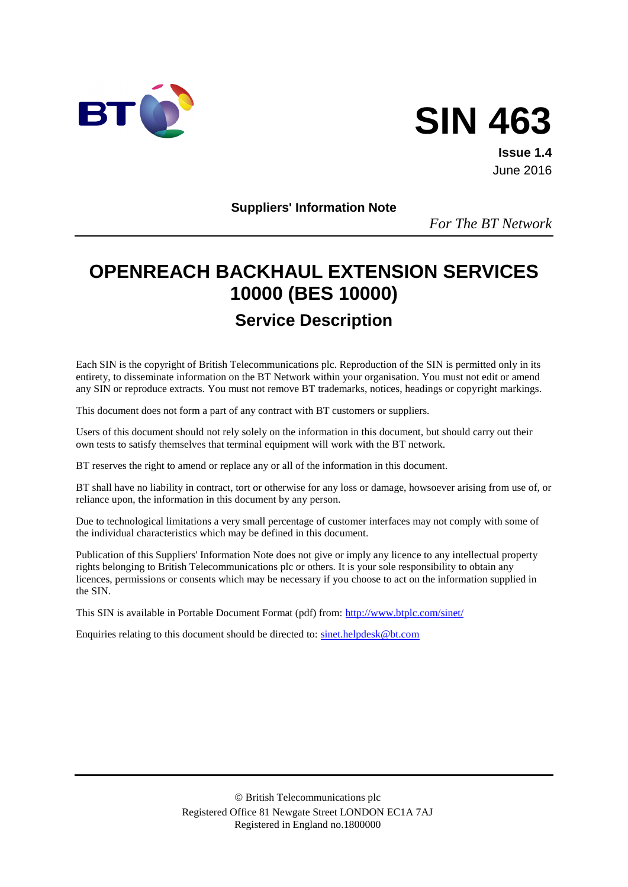# SIN 463

**Issue 1.4**
June 2016

**Suppliers' Information Note**

*For The BT Network*

# OPENREACH BACKHAUL EXTENSION SERVICES 10000 (BES 10000)

## Service Description

Each SIN is the copyright of British Telecommunications plc. Reproduction of the SIN is permitted only in its entirety, to disseminate information on the BT Network within your organisation. You must not edit or amend any SIN or reproduce extracts. You must not remove BT trademarks, notices, headings or copyright markings.

This document does not form a part of any contract with BT customers or suppliers.

Users of this document should not rely solely on the information in this document, but should carry out their own tests to satisfy themselves that terminal equipment will work with the BT network.

BT reserves the right to amend or replace any or all of the information in this document.

BT shall have no liability in contract, tort or otherwise for any loss or damage, howsoever arising from use of, or reliance upon, the information in this document by any person.

Due to technological limitations a very small percentage of customer interfaces may not comply with some of the individual characteristics which may be defined in this document.

Publication of this Suppliers' Information Note does not give or imply any licence to any intellectual property rights belonging to British Telecommunications plc or others. It is your sole responsibility to obtain any licences, permissions or consents which may be necessary if you choose to act on the information supplied in the SIN.

This SIN is available in Portable Document Format (pdf) from: http://www.btplc.com/sinet/

Enquiries relating to this document should be directed to: sinet.helpdesk@bt.com

© British Telecommunications plc
Registered Office 81 Newgate Street LONDON EC1A 7AJ
Registered in England no.1800000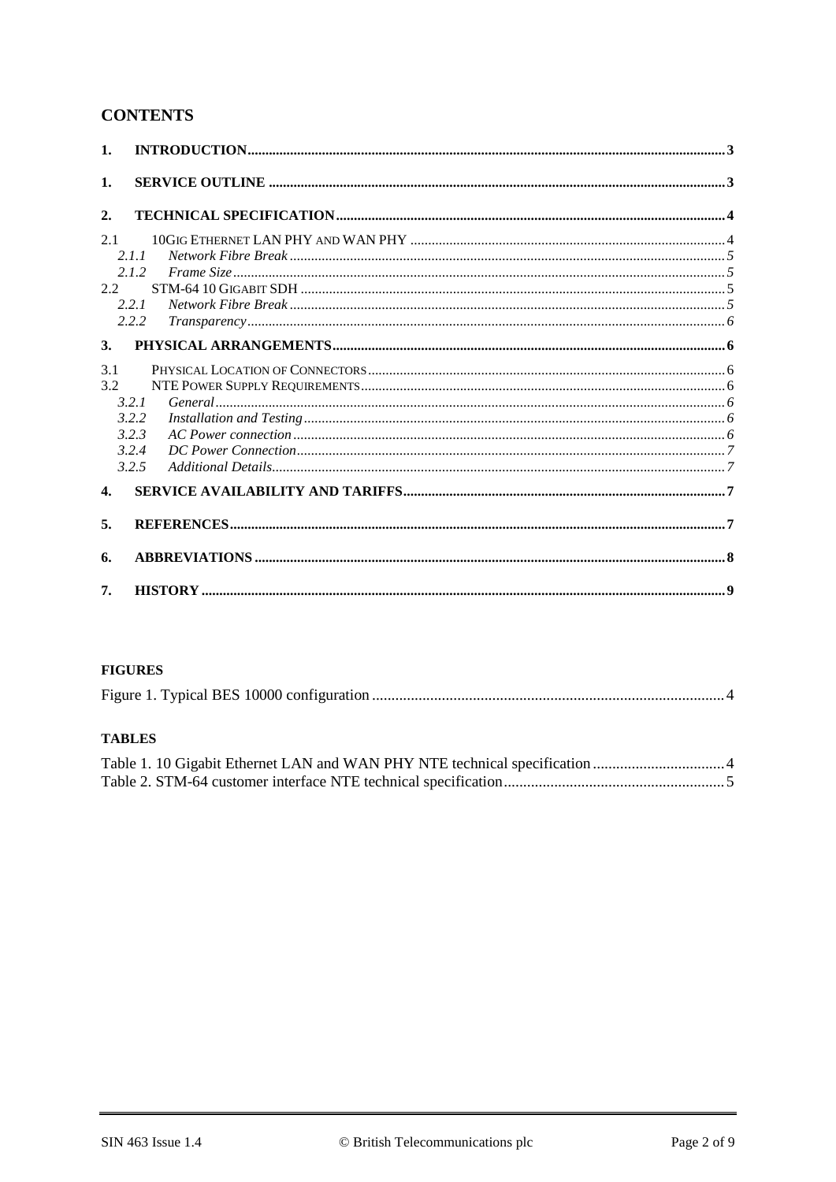## CONTENTS

1. **INTRODUCTION** .......... 3
1. **SERVICE OUTLINE** .......... 3
2. **TECHNICAL SPECIFICATION** .......... 4

2.1 10GIG ETHERNET LAN PHY AND WAN PHY .......... 4
  2.1.1 *Network Fibre Break* .......... 5
  2.1.2 *Frame Size* .......... 5
2.2 STM-64 10 GIGABIT SDH .......... 5
  2.2.1 *Network Fibre Break* .......... 5
  2.2.2 *Transparency* .......... 6

3. **PHYSICAL ARRANGEMENTS** .......... 6

3.1 PHYSICAL LOCATION OF CONNECTORS .......... 6
3.2 NTE POWER SUPPLY REQUIREMENTS .......... 6
  3.2.1 *General* .......... 6
  3.2.2 *Installation and Testing* .......... 6
  3.2.3 *AC Power connection* .......... 6
  3.2.4 *DC Power Connection* .......... 7
  3.2.5 *Additional Details* .......... 7

4. **SERVICE AVAILABILITY AND TARIFFS** .......... 7
5. **REFERENCES** .......... 7
6. **ABBREVIATIONS** .......... 8
7. **HISTORY** .......... 9

**FIGURES**

Figure 1. Typical BES 10000 configuration .......... 4

**TABLES**

Table 1. 10 Gigabit Ethernet LAN and WAN PHY NTE technical specification .......... 4
Table 2. STM-64 customer interface NTE technical specification .......... 5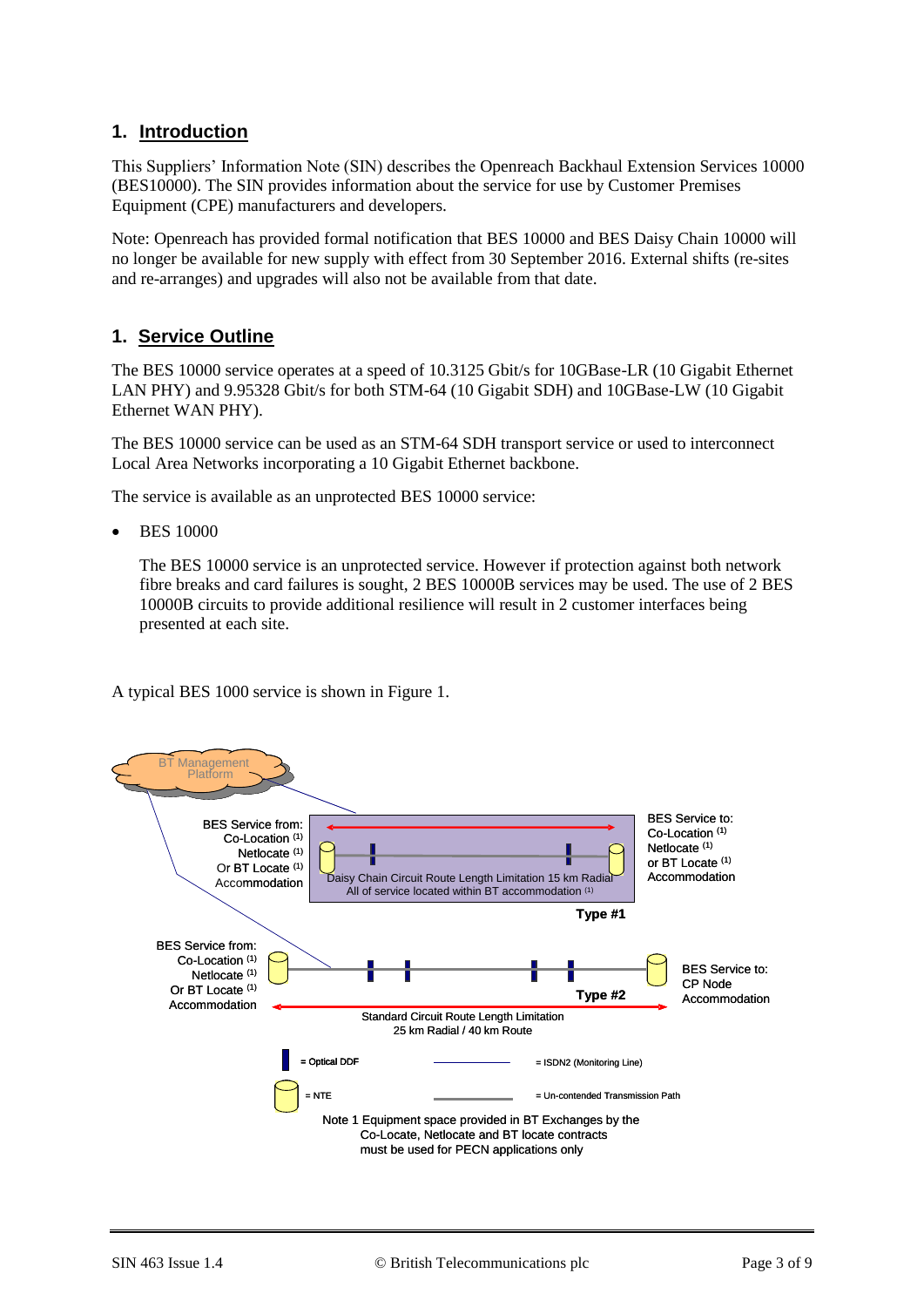## 1. Introduction

This Suppliers' Information Note (SIN) describes the Openreach Backhaul Extension Services 10000 (BES10000). The SIN provides information about the service for use by Customer Premises Equipment (CPE) manufacturers and developers.

Note: Openreach has provided formal notification that BES 10000 and BES Daisy Chain 10000 will no longer be available for new supply with effect from 30 September 2016. External shifts (re-sites and re-arranges) and upgrades will also not be available from that date.

## 1. Service Outline

The BES 10000 service operates at a speed of 10.3125 Gbit/s for 10GBase-LR (10 Gigabit Ethernet LAN PHY) and 9.95328 Gbit/s for both STM-64 (10 Gigabit SDH) and 10GBase-LW (10 Gigabit Ethernet WAN PHY).

The BES 10000 service can be used as an STM-64 SDH transport service or used to interconnect Local Area Networks incorporating a 10 Gigabit Ethernet backbone.

The service is available as an unprotected BES 10000 service:

- BES 10000

  The BES 10000 service is an unprotected service. However if protection against both network fibre breaks and card failures is sought, 2 BES 10000B services may be used. The use of 2 BES 10000B circuits to provide additional resilience will result in 2 customer interfaces being presented at each site.

A typical BES 1000 service is shown in Figure 1.

BT Management Platform

BES Service from: Co-Location (1) Netlocate (1) Or BT Locate (1) Accommodation

BES Service to: Co-Location (1) Netlocate (1) or BT Locate (1) Accommodation

Daisy Chain Circuit Route Length Limitation 15 km Radial
All of service located within BT accommodation (1)

Type #1

BES Service from: Co-Location (1) Netlocate (1) Or BT Locate (1) Accommodation

BES Service to: CP Node Accommodation

Type #2

Standard Circuit Route Length Limitation
25 km Radial / 40 km Route

= Optical DDF

= ISDN2 (Monitoring Line)

= NTE

= Un-contended Transmission Path

Note 1 Equipment space provided in BT Exchanges by the Co-Locate, Netlocate and BT locate contracts must be used for PECN applications only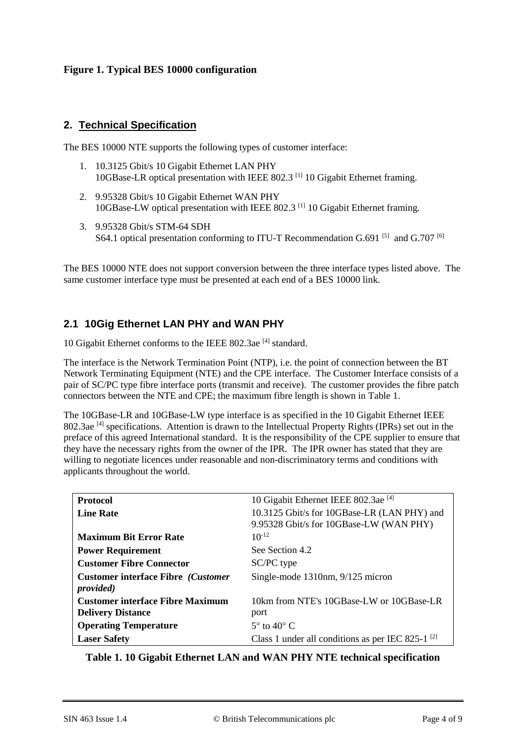**Figure 1. Typical BES 10000 configuration**

## 2. Technical Specification

The BES 10000 NTE supports the following types of customer interface:

1. 10.3125 Gbit/s 10 Gigabit Ethernet LAN PHY
   10GBase-LR optical presentation with IEEE 802.3 [1] 10 Gigabit Ethernet framing.
2. 9.95328 Gbit/s 10 Gigabit Ethernet WAN PHY
   10GBase-LW optical presentation with IEEE 802.3 [1] 10 Gigabit Ethernet framing.
3. 9.95328 Gbit/s STM-64 SDH
   S64.1 optical presentation conforming to ITU-T Recommendation G.691 [5] and G.707 [6]

The BES 10000 NTE does not support conversion between the three interface types listed above. The same customer interface type must be presented at each end of a BES 10000 link.

### 2.1 10Gig Ethernet LAN PHY and WAN PHY

10 Gigabit Ethernet conforms to the IEEE 802.3ae [4] standard.

The interface is the Network Termination Point (NTP), i.e. the point of connection between the BT Network Terminating Equipment (NTE) and the CPE interface. The Customer Interface consists of a pair of SC/PC type fibre interface ports (transmit and receive). The customer provides the fibre patch connectors between the NTE and CPE; the maximum fibre length is shown in Table 1.

The 10GBase-LR and 10GBase-LW type interface is as specified in the 10 Gigabit Ethernet IEEE 802.3ae [4] specifications. Attention is drawn to the Intellectual Property Rights (IPRs) set out in the preface of this agreed International standard. It is the responsibility of the CPE supplier to ensure that they have the necessary rights from the owner of the IPR. The IPR owner has stated that they are willing to negotiate licences under reasonable and non-discriminatory terms and conditions with applicants throughout the world.

| | |
|---|---|
| **Protocol** | 10 Gigabit Ethernet IEEE 802.3ae [4] |
| **Line Rate** | 10.3125 Gbit/s for 10GBase-LR (LAN PHY) and 9.95328 Gbit/s for 10GBase-LW (WAN PHY) |
| **Maximum Bit Error Rate** | $10^{-12}$ |
| **Power Requirement** | See Section 4.2 |
| **Customer Fibre Connector** | SC/PC type |
| **Customer interface Fibre *(Customer provided)*** | Single-mode 1310nm, 9/125 micron |
| **Customer interface Fibre Maximum Delivery Distance** | 10km from NTE's 10GBase-LW or 10GBase-LR port |
| **Operating Temperature** | 5° to 40° C |
| **Laser Safety** | Class 1 under all conditions as per IEC 825-1 [2] |

**Table 1. 10 Gigabit Ethernet LAN and WAN PHY NTE technical specification**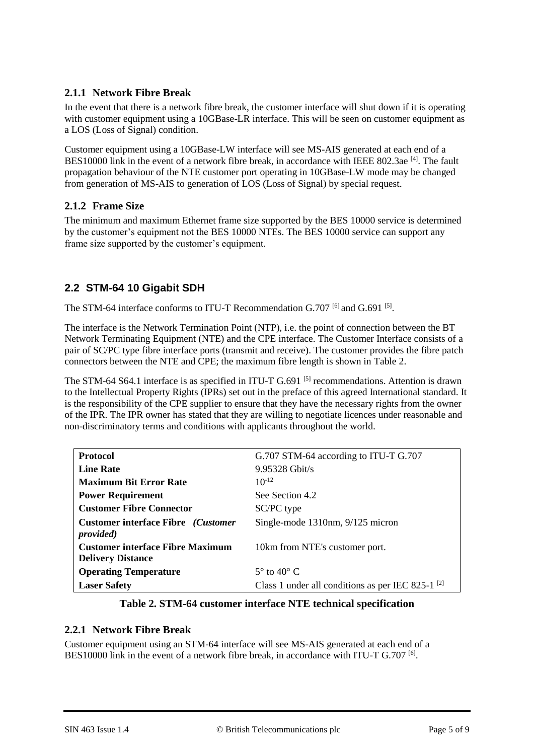### 2.1.1 Network Fibre Break

In the event that there is a network fibre break, the customer interface will shut down if it is operating with customer equipment using a 10GBase-LR interface. This will be seen on customer equipment as a LOS (Loss of Signal) condition.

Customer equipment using a 10GBase-LW interface will see MS-AIS generated at each end of a BES10000 link in the event of a network fibre break, in accordance with IEEE 802.3ae [4]. The fault propagation behaviour of the NTE customer port operating in 10GBase-LW mode may be changed from generation of MS-AIS to generation of LOS (Loss of Signal) by special request.

### 2.1.2 Frame Size

The minimum and maximum Ethernet frame size supported by the BES 10000 service is determined by the customer's equipment not the BES 10000 NTEs. The BES 10000 service can support any frame size supported by the customer's equipment.

## 2.2 STM-64 10 Gigabit SDH

The STM-64 interface conforms to ITU-T Recommendation G.707 [6] and G.691 [5].

The interface is the Network Termination Point (NTP), i.e. the point of connection between the BT Network Terminating Equipment (NTE) and the CPE interface. The Customer Interface consists of a pair of SC/PC type fibre interface ports (transmit and receive). The customer provides the fibre patch connectors between the NTE and CPE; the maximum fibre length is shown in Table 2.

The STM-64 S64.1 interface is as specified in ITU-T G.691 [5] recommendations. Attention is drawn to the Intellectual Property Rights (IPRs) set out in the preface of this agreed International standard. It is the responsibility of the CPE supplier to ensure that they have the necessary rights from the owner of the IPR. The IPR owner has stated that they are willing to negotiate licences under reasonable and non-discriminatory terms and conditions with applicants throughout the world.

| | |
|---|---|
| **Protocol** | G.707 STM-64 according to ITU-T G.707 |
| **Line Rate** | 9.95328 Gbit/s |
| **Maximum Bit Error Rate** | $10^{-12}$ |
| **Power Requirement** | See Section 4.2 |
| **Customer Fibre Connector** | SC/PC type |
| **Customer interface Fibre** ***(Customer provided)*** | Single-mode 1310nm, 9/125 micron |
| **Customer interface Fibre Maximum Delivery Distance** | 10km from NTE's customer port. |
| **Operating Temperature** | 5° to 40° C |
| **Laser Safety** | Class 1 under all conditions as per IEC 825-1 [2] |

**Table 2. STM-64 customer interface NTE technical specification**

### 2.2.1 Network Fibre Break

Customer equipment using an STM-64 interface will see MS-AIS generated at each end of a BES10000 link in the event of a network fibre break, in accordance with ITU-T G.707 [6].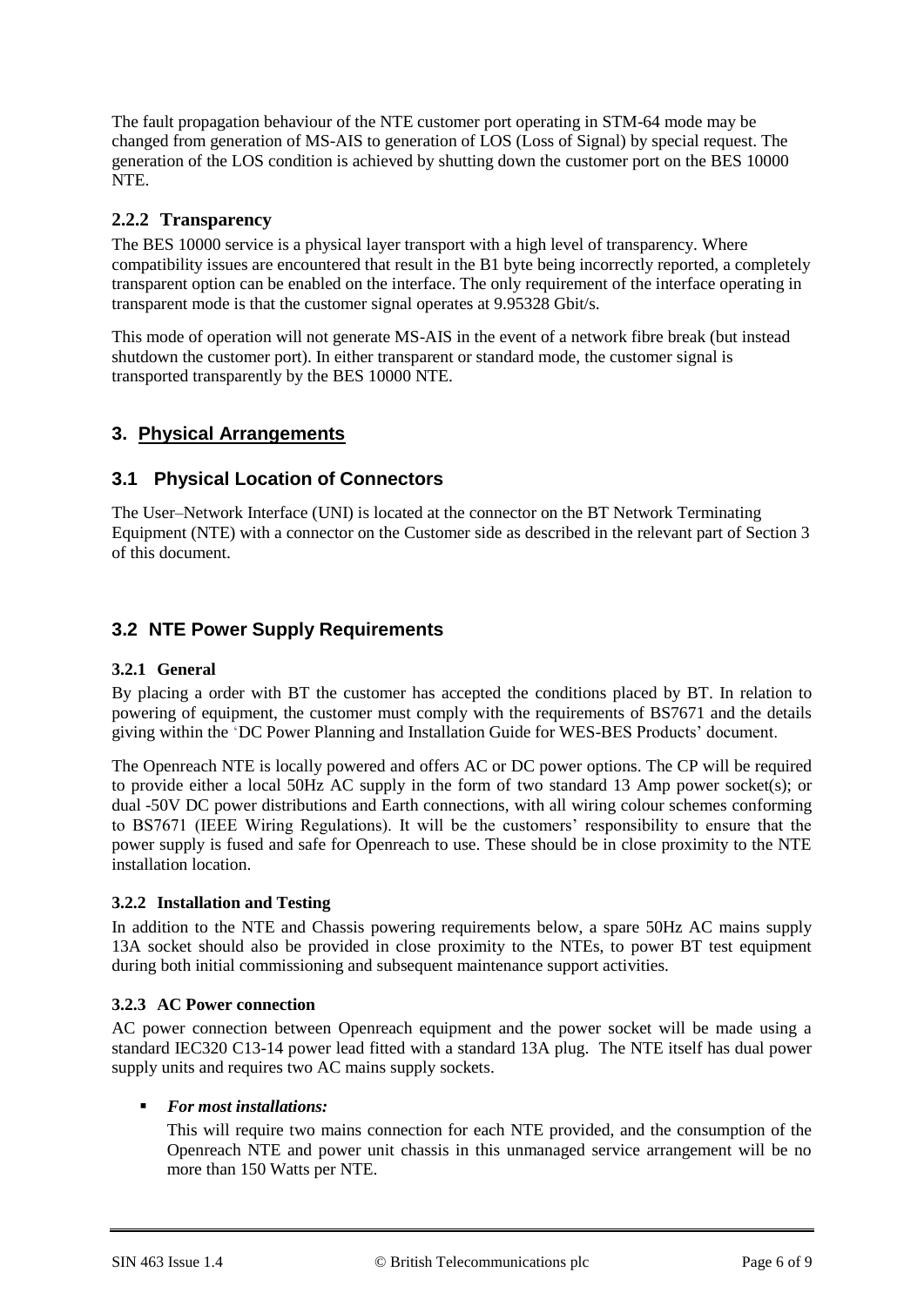The fault propagation behaviour of the NTE customer port operating in STM-64 mode may be changed from generation of MS-AIS to generation of LOS (Loss of Signal) by special request. The generation of the LOS condition is achieved by shutting down the customer port on the BES 10000 NTE.

### 2.2.2 Transparency

The BES 10000 service is a physical layer transport with a high level of transparency. Where compatibility issues are encountered that result in the B1 byte being incorrectly reported, a completely transparent option can be enabled on the interface. The only requirement of the interface operating in transparent mode is that the customer signal operates at 9.95328 Gbit/s.

This mode of operation will not generate MS-AIS in the event of a network fibre break (but instead shutdown the customer port). In either transparent or standard mode, the customer signal is transported transparently by the BES 10000 NTE.

# 3. Physical Arrangements

## 3.1 Physical Location of Connectors

The User–Network Interface (UNI) is located at the connector on the BT Network Terminating Equipment (NTE) with a connector on the Customer side as described in the relevant part of Section 3 of this document.

## 3.2 NTE Power Supply Requirements

### 3.2.1 General

By placing a order with BT the customer has accepted the conditions placed by BT. In relation to powering of equipment, the customer must comply with the requirements of BS7671 and the details giving within the 'DC Power Planning and Installation Guide for WES-BES Products' document.

The Openreach NTE is locally powered and offers AC or DC power options. The CP will be required to provide either a local 50Hz AC supply in the form of two standard 13 Amp power socket(s); or dual -50V DC power distributions and Earth connections, with all wiring colour schemes conforming to BS7671 (IEEE Wiring Regulations). It will be the customers' responsibility to ensure that the power supply is fused and safe for Openreach to use. These should be in close proximity to the NTE installation location.

### 3.2.2 Installation and Testing

In addition to the NTE and Chassis powering requirements below, a spare 50Hz AC mains supply 13A socket should also be provided in close proximity to the NTEs, to power BT test equipment during both initial commissioning and subsequent maintenance support activities.

### 3.2.3 AC Power connection

AC power connection between Openreach equipment and the power socket will be made using a standard IEC320 C13-14 power lead fitted with a standard 13A plug. The NTE itself has dual power supply units and requires two AC mains supply sockets.

- ***For most installations:***

  This will require two mains connection for each NTE provided, and the consumption of the Openreach NTE and power unit chassis in this unmanaged service arrangement will be no more than 150 Watts per NTE.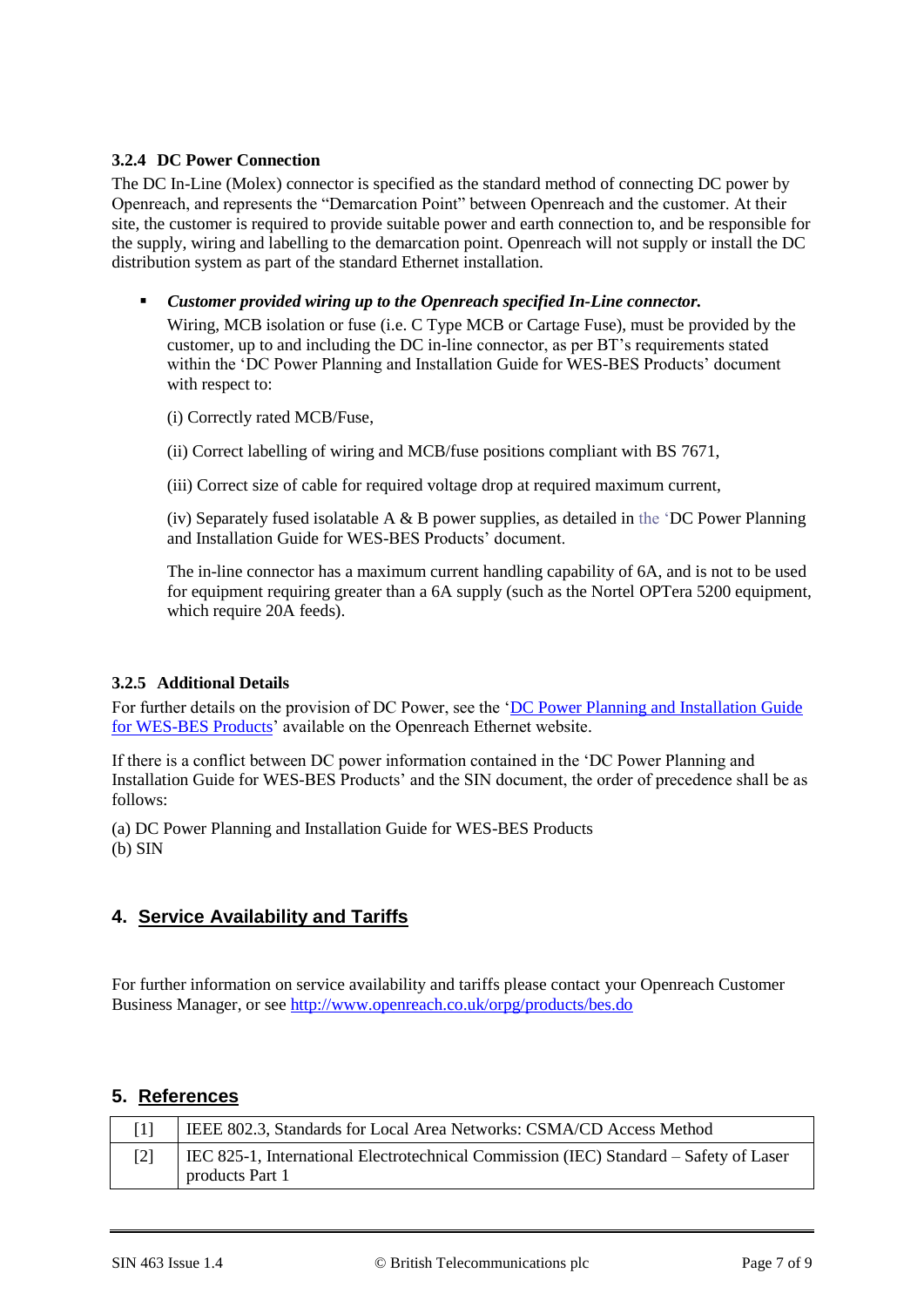### 3.2.4 DC Power Connection

The DC In-Line (Molex) connector is specified as the standard method of connecting DC power by Openreach, and represents the "Demarcation Point" between Openreach and the customer. At their site, the customer is required to provide suitable power and earth connection to, and be responsible for the supply, wiring and labelling to the demarcation point. Openreach will not supply or install the DC distribution system as part of the standard Ethernet installation.

- ***Customer provided wiring up to the Openreach specified In-Line connector.***

  Wiring, MCB isolation or fuse (i.e. C Type MCB or Cartage Fuse), must be provided by the customer, up to and including the DC in-line connector, as per BT's requirements stated within the 'DC Power Planning and Installation Guide for WES-BES Products' document with respect to:

  (i) Correctly rated MCB/Fuse,

  (ii) Correct labelling of wiring and MCB/fuse positions compliant with BS 7671,

  (iii) Correct size of cable for required voltage drop at required maximum current,

  (iv) Separately fused isolatable A & B power supplies, as detailed in the 'DC Power Planning and Installation Guide for WES-BES Products' document.

  The in-line connector has a maximum current handling capability of 6A, and is not to be used for equipment requiring greater than a 6A supply (such as the Nortel OPTera 5200 equipment, which require 20A feeds).

### 3.2.5 Additional Details

For further details on the provision of DC Power, see the 'DC Power Planning and Installation Guide for WES-BES Products' available on the Openreach Ethernet website.

If there is a conflict between DC power information contained in the 'DC Power Planning and Installation Guide for WES-BES Products' and the SIN document, the order of precedence shall be as follows:

(a) DC Power Planning and Installation Guide for WES-BES Products
(b) SIN

## 4. Service Availability and Tariffs

For further information on service availability and tariffs please contact your Openreach Customer Business Manager, or see http://www.openreach.co.uk/orpg/products/bes.do

## 5. References

| | |
|---|---|
| [1] | IEEE 802.3, Standards for Local Area Networks: CSMA/CD Access Method |
| [2] | IEC 825-1, International Electrotechnical Commission (IEC) Standard – Safety of Laser products Part 1 |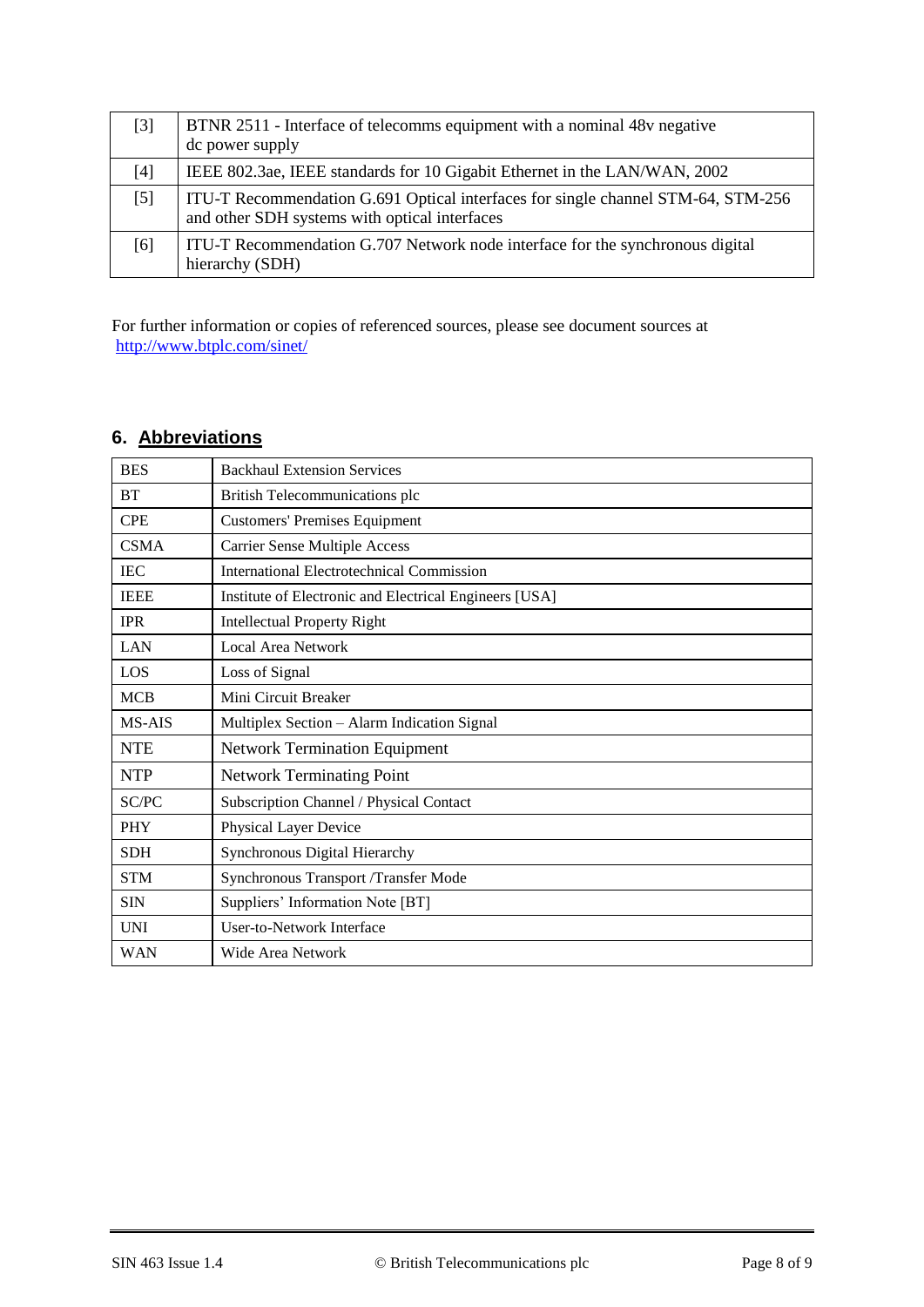| [3] | BTNR 2511 - Interface of telecomms equipment with a nominal 48v negative dc power supply |
|---|---|
| [4] | IEEE 802.3ae, IEEE standards for 10 Gigabit Ethernet in the LAN/WAN, 2002 |
| [5] | ITU-T Recommendation G.691 Optical interfaces for single channel STM-64, STM-256 and other SDH systems with optical interfaces |
| [6] | ITU-T Recommendation G.707 Network node interface for the synchronous digital hierarchy (SDH) |

For further information or copies of referenced sources, please see document sources at http://www.btplc.com/sinet/

## 6. Abbreviations

| BES | Backhaul Extension Services |
|---|---|
| BT | British Telecommunications plc |
| CPE | Customers' Premises Equipment |
| CSMA | Carrier Sense Multiple Access |
| IEC | International Electrotechnical Commission |
| IEEE | Institute of Electronic and Electrical Engineers [USA] |
| IPR | Intellectual Property Right |
| LAN | Local Area Network |
| LOS | Loss of Signal |
| MCB | Mini Circuit Breaker |
| MS-AIS | Multiplex Section – Alarm Indication Signal |
| NTE | Network Termination Equipment |
| NTP | Network Terminating Point |
| SC/PC | Subscription Channel / Physical Contact |
| PHY | Physical Layer Device |
| SDH | Synchronous Digital Hierarchy |
| STM | Synchronous Transport /Transfer Mode |
| SIN | Suppliers' Information Note [BT] |
| UNI | User-to-Network Interface |
| WAN | Wide Area Network |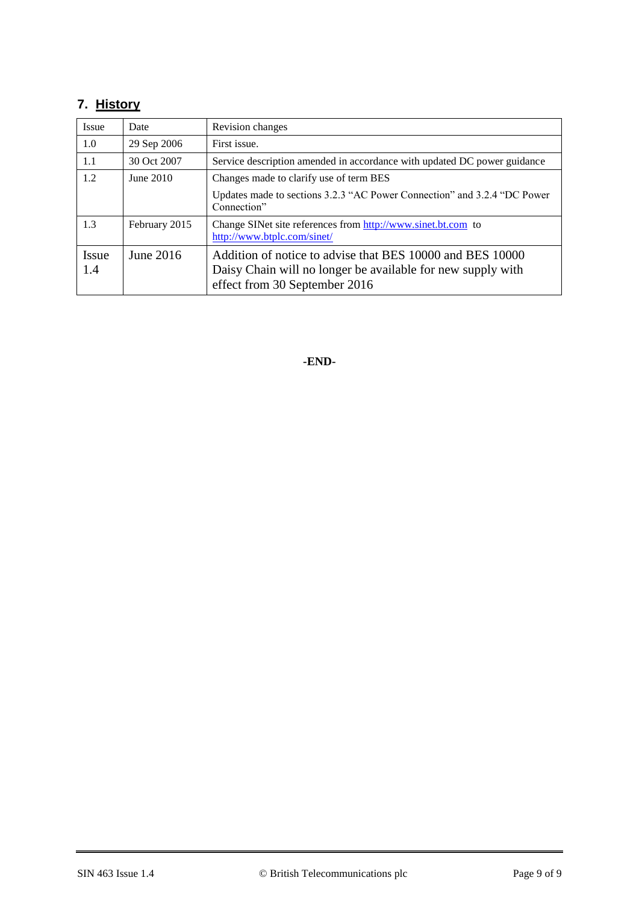## 7. History

| Issue | Date | Revision changes |
|---|---|---|
| 1.0 | 29 Sep 2006 | First issue. |
| 1.1 | 30 Oct 2007 | Service description amended in accordance with updated DC power guidance |
| 1.2 | June 2010 | Changes made to clarify use of term BES<br>Updates made to sections 3.2.3 "AC Power Connection" and 3.2.4 "DC Power Connection" |
| 1.3 | February 2015 | Change SINet site references from http://www.sinet.bt.com to http://www.btplc.com/sinet/ |
| Issue 1.4 | June 2016 | Addition of notice to advise that BES 10000 and BES 10000 Daisy Chain will no longer be available for new supply with effect from 30 September 2016 |

**-END-**